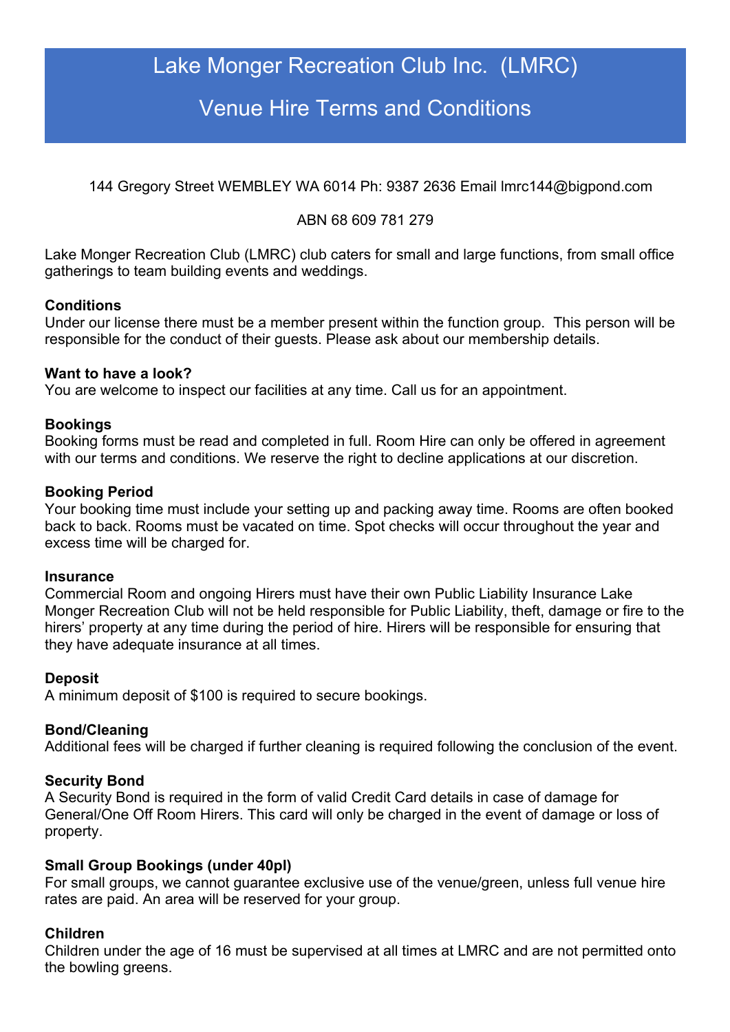# Lake Monger Recreation Club Inc. (LMRC)

# Venue Hire Terms and Conditions

144 Gregory Street WEMBLEY WA 6014 Ph: 9387 2636 Email lmrc144@bigpond.com

ABN 68 609 781 279

Lake Monger Recreation Club (LMRC) club caters for small and large functions, from small office gatherings to team building events and weddings.

**Conditions**
Under our license there must be a member present within the function group. This person will be responsible for the conduct of their guests. Please ask about our membership details.

**Want to have a look?**
You are welcome to inspect our facilities at any time. Call us for an appointment.

**Bookings**
Booking forms must be read and completed in full. Room Hire can only be offered in agreement with our terms and conditions. We reserve the right to decline applications at our discretion.

**Booking Period**
Your booking time must include your setting up and packing away time. Rooms are often booked back to back. Rooms must be vacated on time. Spot checks will occur throughout the year and excess time will be charged for.

**Insurance**
Commercial Room and ongoing Hirers must have their own Public Liability Insurance Lake Monger Recreation Club will not be held responsible for Public Liability, theft, damage or fire to the hirers' property at any time during the period of hire. Hirers will be responsible for ensuring that they have adequate insurance at all times.

**Deposit**
A minimum deposit of $100 is required to secure bookings.

**Bond/Cleaning**
Additional fees will be charged if further cleaning is required following the conclusion of the event.

**Security Bond**
A Security Bond is required in the form of valid Credit Card details in case of damage for General/One Off Room Hirers. This card will only be charged in the event of damage or loss of property.

**Small Group Bookings (under 40pl)**
For small groups, we cannot guarantee exclusive use of the venue/green, unless full venue hire rates are paid. An area will be reserved for your group.

**Children**
Children under the age of 16 must be supervised at all times at LMRC and are not permitted onto the bowling greens.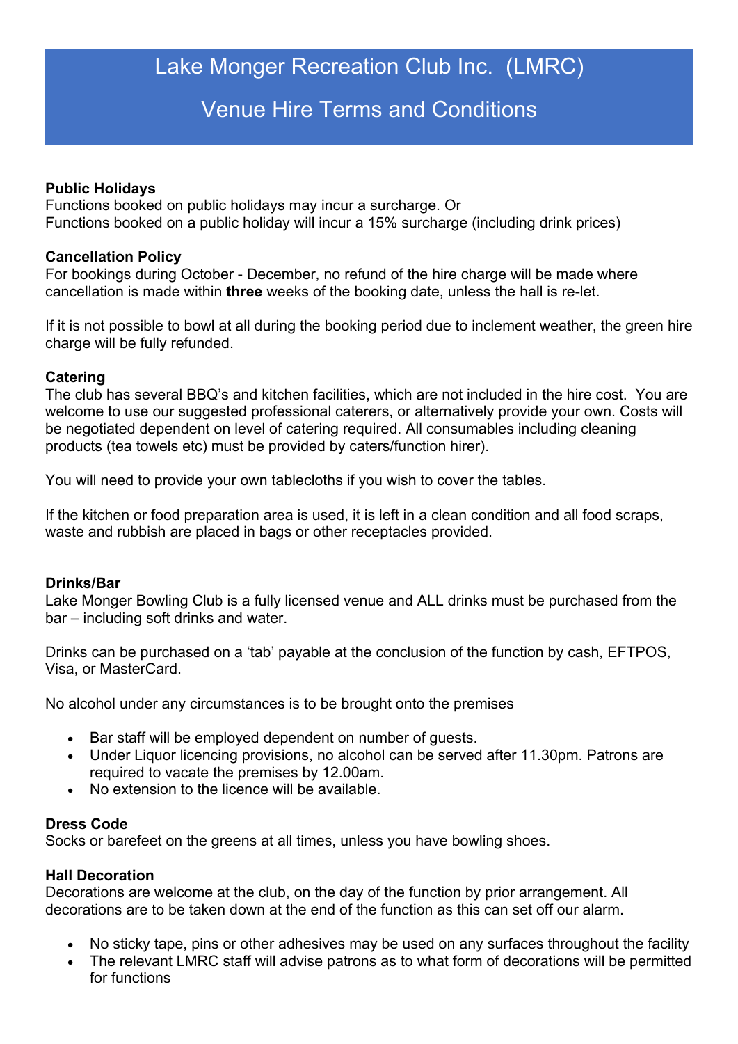# Lake Monger Recreation Club Inc. (LMRC)

## Venue Hire Terms and Conditions

**Public Holidays**
Functions booked on public holidays may incur a surcharge. Or
Functions booked on a public holiday will incur a 15% surcharge (including drink prices)

**Cancellation Policy**
For bookings during October - December, no refund of the hire charge will be made where cancellation is made within **three** weeks of the booking date, unless the hall is re-let.

If it is not possible to bowl at all during the booking period due to inclement weather, the green hire charge will be fully refunded.

**Catering**
The club has several BBQ's and kitchen facilities, which are not included in the hire cost. You are welcome to use our suggested professional caterers, or alternatively provide your own. Costs will be negotiated dependent on level of catering required. All consumables including cleaning products (tea towels etc) must be provided by caters/function hirer).

You will need to provide your own tablecloths if you wish to cover the tables.

If the kitchen or food preparation area is used, it is left in a clean condition and all food scraps, waste and rubbish are placed in bags or other receptacles provided.

**Drinks/Bar**
Lake Monger Bowling Club is a fully licensed venue and ALL drinks must be purchased from the bar – including soft drinks and water.

Drinks can be purchased on a 'tab' payable at the conclusion of the function by cash, EFTPOS, Visa, or MasterCard.

No alcohol under any circumstances is to be brought onto the premises

- Bar staff will be employed dependent on number of guests.
- Under Liquor licencing provisions, no alcohol can be served after 11.30pm. Patrons are required to vacate the premises by 12.00am.
- No extension to the licence will be available.

**Dress Code**
Socks or barefeet on the greens at all times, unless you have bowling shoes.

**Hall Decoration**
Decorations are welcome at the club, on the day of the function by prior arrangement. All decorations are to be taken down at the end of the function as this can set off our alarm.

- No sticky tape, pins or other adhesives may be used on any surfaces throughout the facility
- The relevant LMRC staff will advise patrons as to what form of decorations will be permitted for functions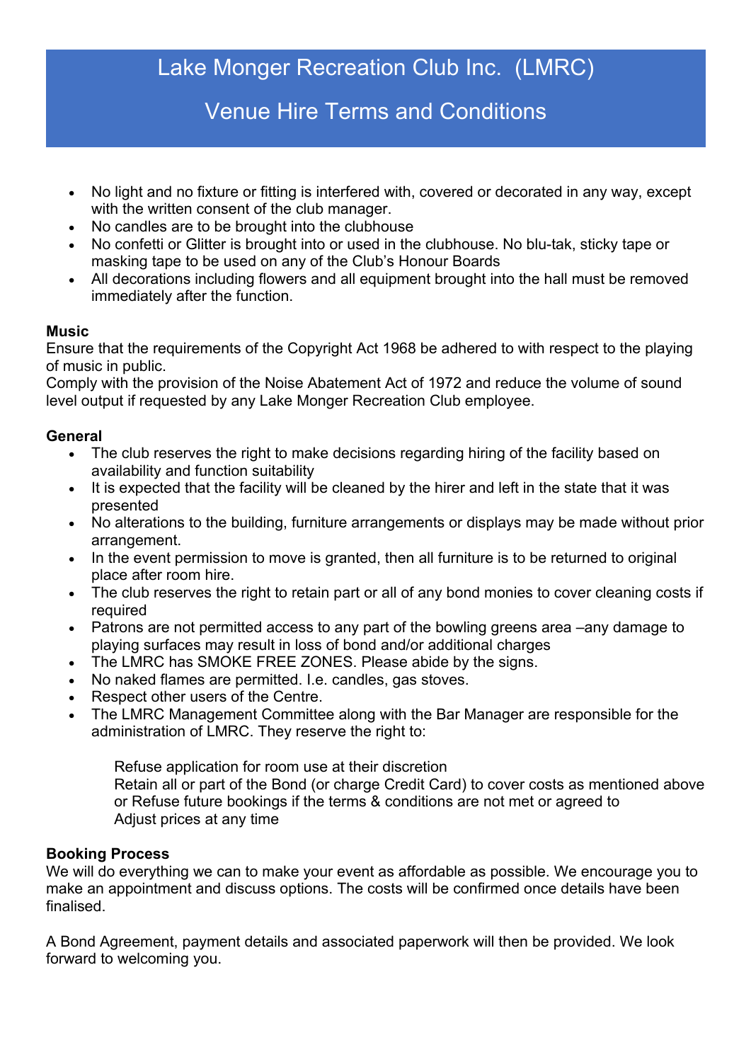# Lake Monger Recreation Club Inc.  (LMRC)

# Venue Hire Terms and Conditions

- No light and no fixture or fitting is interfered with, covered or decorated in any way, except with the written consent of the club manager.
- No candles are to be brought into the clubhouse
- No confetti or Glitter is brought into or used in the clubhouse. No blu-tak, sticky tape or masking tape to be used on any of the Club's Honour Boards
- All decorations including flowers and all equipment brought into the hall must be removed immediately after the function.

**Music**

Ensure that the requirements of the Copyright Act 1968 be adhered to with respect to the playing of music in public.

Comply with the provision of the Noise Abatement Act of 1972 and reduce the volume of sound level output if requested by any Lake Monger Recreation Club employee.

**General**

- The club reserves the right to make decisions regarding hiring of the facility based on availability and function suitability
- It is expected that the facility will be cleaned by the hirer and left in the state that it was presented
- No alterations to the building, furniture arrangements or displays may be made without prior arrangement.
- In the event permission to move is granted, then all furniture is to be returned to original place after room hire.
- The club reserves the right to retain part or all of any bond monies to cover cleaning costs if required
- Patrons are not permitted access to any part of the bowling greens area –any damage to playing surfaces may result in loss of bond and/or additional charges
- The LMRC has SMOKE FREE ZONES. Please abide by the signs.
- No naked flames are permitted. I.e. candles, gas stoves.
- Respect other users of the Centre.
- The LMRC Management Committee along with the Bar Manager are responsible for the administration of LMRC. They reserve the right to:

  Refuse application for room use at their discretion
  Retain all or part of the Bond (or charge Credit Card) to cover costs as mentioned above or Refuse future bookings if the terms & conditions are not met or agreed to
  Adjust prices at any time

**Booking Process**

We will do everything we can to make your event as affordable as possible. We encourage you to make an appointment and discuss options. The costs will be confirmed once details have been finalised.

A Bond Agreement, payment details and associated paperwork will then be provided. We look forward to welcoming you.